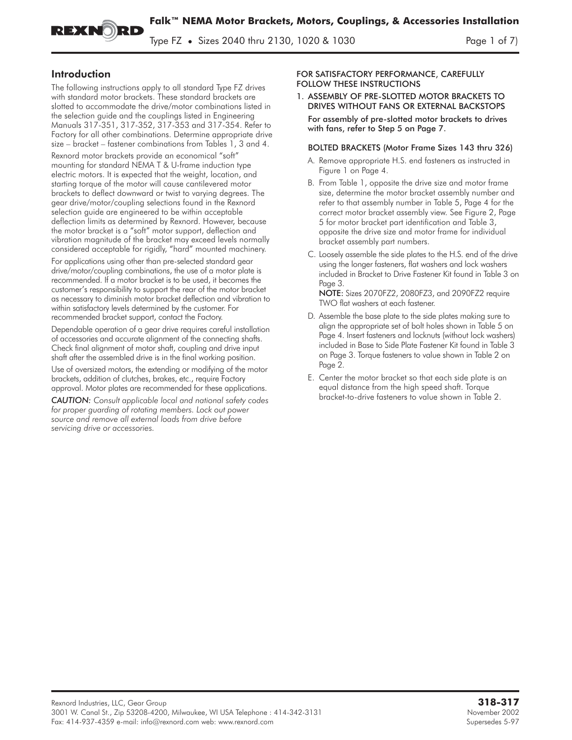# Falk™ NEMA Motor Brackets, Motors, Couplings, & Accessories Installation

Type FZ • Sizes 2040 thru 2130, 1020 & 1030

## Introduction

The following instructions apply to all standard Type FZ drives with standard motor brackets. These standard brackets are slotted to accommodate the drive/motor combinations listed in the selection guide and the couplings listed in Engineering Manuals 317-351, 317-352, 317-353 and 317-354. Refer to Factory for all other combinations. Determine appropriate drive size – bracket – fastener combinations from Tables 1, 3 and 4.

Rexnord motor brackets provide an economical "soft" mounting for standard NEMA T & U-frame induction type electric motors. It is expected that the weight, location, and starting torque of the motor will cause cantilevered motor brackets to deflect downward or twist to varying degrees. The gear drive/motor/coupling selections found in the Rexnord selection guide are engineered to be within acceptable deflection limits as determined by Rexnord. However, because the motor bracket is a "soft" motor support, deflection and vibration magnitude of the bracket may exceed levels normally considered acceptable for rigidly, "hard" mounted machinery.

For applications using other than pre-selected standard gear drive/motor/coupling combinations, the use of a motor plate is recommended. If a motor bracket is to be used, it becomes the customer's responsibility to support the rear of the motor bracket as necessary to diminish motor bracket deflection and vibration to within satisfactory levels determined by the customer. For recommended bracket support, contact the Factory.

Dependable operation of a gear drive requires careful installation of accessories and accurate alignment of the connecting shafts. Check final alignment of motor shaft, coupling and drive input shaft after the assembled drive is in the final working position.

Use of oversized motors, the extending or modifying of the motor brackets, addition of clutches, brakes, etc., require Factory approval. Motor plates are recommended for these applications.

*CAUTION: Consult applicable local and national safety codes for proper guarding of rotating members. Lock out power source and remove all external loads from drive before servicing drive or accessories.*

FOR SATISFACTORY PERFORMANCE, CAREFULLY FOLLOW THESE INSTRUCTIONS

1. ASSEMBLY OF PRE-SLOTTED MOTOR BRACKETS TO DRIVES WITHOUT FANS OR EXTERNAL BACKSTOPS

   **For assembly of pre-slotted motor brackets to drives with fans, refer to Step 5 on Page 7.**

   BOLTED BRACKETS (Motor Frame Sizes 143 thru 326)

   A. Remove appropriate H.S. end fasteners as instructed in Figure 1 on Page 4.

   B. From Table 1, opposite the drive size and motor frame size, determine the motor bracket assembly number and refer to that assembly number in Table 5, Page 4 for the correct motor bracket assembly view. See Figure 2, Page 5 for motor bracket part identification and Table 3, opposite the drive size and motor frame for individual bracket assembly part numbers.

   C. Loosely assemble the side plates to the H.S. end of the drive using the longer fasteners, flat washers and lock washers included in Bracket to Drive Fastener Kit found in Table 3 on Page 3.
      **NOTE**: Sizes 2070FZ2, 2080FZ3, and 2090FZ2 require TWO flat washers at each fastener.

   D. Assemble the base plate to the side plates making sure to align the appropriate set of bolt holes shown in Table 5 on Page 4. Insert fasteners and locknuts (without lock washers) included in Base to Side Plate Fastener Kit found in Table 3 on Page 3. Torque fasteners to value shown in Table 2 on Page 2.

   E. Center the motor bracket so that each side plate is an equal distance from the high speed shaft. Torque bracket-to-drive fasteners to value shown in Table 2.

Rexnord Industries, LLC, Gear Group
3001 W. Canal St., Zip 53208-4200, Milwaukee, WI USA Telephone : 414-342-3131
Fax: 414-937-4359 e-mail: info@rexnord.com web: www.rexnord.com

**318-317**
November 2002
Supersedes 5-97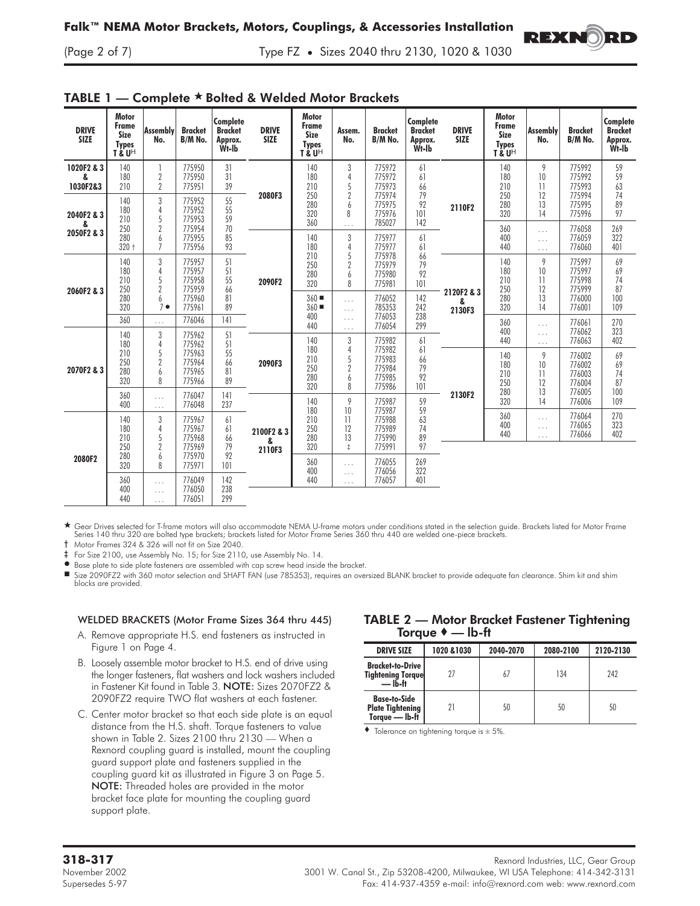## TABLE 1 — Complete ★ Bolted & Welded Motor Brackets

| DRIVE SIZE | Motor Frame Size Types T & U^H | Assembly No. | Bracket B/M No. | Complete Bracket Approx. Wt-lb |
|---|---|---|---|---|
| 1020F2 & 3 & 1030F2&3 | 140 | 1 | 775950 | 31 |
| | 180 | 2 | 775950 | 31 |
| | 210 | 2 | 775951 | 39 |
| 2040F2 & 3 & 2050F2 & 3 | 140 | 3 | 775952 | 55 |
| | 180 | 4 | 775952 | 55 |
| | 210 | 5 | 775953 | 59 |
| | 250 | 2 | 775954 | 70 |
| | 280 | 6 | 775955 | 85 |
| | 320 † | 7 | 775956 | 93 |
| 2060F2 & 3 | 140 | 3 | 775957 | 51 |
| | 180 | 4 | 775957 | 51 |
| | 210 | 5 | 775958 | 55 |
| | 250 | 2 | 775959 | 66 |
| | 280 | 6 | 775960 | 81 |
| | 320 | 7 ● | 775961 | 89 |
| | 360 | ... | 776046 | 141 |
| 2070F2 & 3 | 140 | 3 | 775962 | 51 |
| | 180 | 4 | 775962 | 51 |
| | 210 | 5 | 775963 | 55 |
| | 250 | 2 | 775964 | 66 |
| | 280 | 6 | 775965 | 81 |
| | 320 | 8 | 775966 | 89 |
| | 360 | ... | 776047 | 141 |
| | 400 | ... | 776048 | 237 |
| 2080F2 | 140 | 3 | 775967 | 61 |
| | 180 | 4 | 775967 | 61 |
| | 210 | 5 | 775968 | 66 |
| | 250 | 2 | 775969 | 79 |
| | 280 | 6 | 775970 | 92 |
| | 320 | 8 | 775971 | 101 |
| | 360 | ... | 776049 | 142 |
| | 400 | ... | 776050 | 238 |
| | 440 | ... | 776051 | 299 |
| 2080F3 | 140 | 3 | 775972 | 61 |
| | 180 | 4 | 775972 | 61 |
| | 210 | 5 | 775973 | 66 |
| | 250 | 2 | 775974 | 79 |
| | 280 | 6 | 775975 | 92 |
| | 320 | 8 | 775976 | 101 |
| | 360 | ... | 785027 | 142 |
| 2090F2 | 140 | 3 | 775977 | 61 |
| | 180 | 4 | 775977 | 61 |
| | 210 | 5 | 775978 | 66 |
| | 250 | 2 | 775979 | 79 |
| | 280 | 6 | 775980 | 92 |
| | 320 | 8 | 775981 | 101 |
| | 360 ■ | ... | 776052 | 142 |
| | 360 ■ | ... | 785353 | 242 |
| | 400 | ... | 776053 | 238 |
| | 440 | ... | 776054 | 299 |
| 2090F3 | 140 | 3 | 775982 | 61 |
| | 180 | 4 | 775982 | 61 |
| | 210 | 5 | 775983 | 66 |
| | 250 | 2 | 775984 | 79 |
| | 280 | 6 | 775985 | 92 |
| | 320 | 8 | 775986 | 101 |
| 2100F2 & 3 & 2110F3 | 140 | 9 | 775987 | 59 |
| | 180 | 10 | 775987 | 59 |
| | 210 | 11 | 775988 | 63 |
| | 250 | 12 | 775989 | 74 |
| | 280 | 13 | 775990 | 89 |
| | 320 | ‡ | 775991 | 97 |
| | 360 | ... | 776055 | 269 |
| | 400 | ... | 776056 | 322 |
| | 440 | ... | 776057 | 401 |
| 2110F2 | 140 | 9 | 775992 | 59 |
| | 180 | 10 | 775992 | 59 |
| | 210 | 11 | 775993 | 63 |
| | 250 | 12 | 775994 | 74 |
| | 280 | 13 | 775995 | 89 |
| | 320 | 14 | 775996 | 97 |
| | 360 | ... | 776058 | 269 |
| | 400 | ... | 776059 | 322 |
| | 440 | ... | 776060 | 401 |
| 2120F2 & 3 & 2130F3 | 140 | 9 | 775997 | 69 |
| | 180 | 10 | 775997 | 69 |
| | 210 | 11 | 775998 | 74 |
| | 250 | 12 | 775999 | 87 |
| | 280 | 13 | 776000 | 100 |
| | 320 | 14 | 776001 | 109 |
| | 360 | ... | 776061 | 270 |
| | 400 | ... | 776062 | 323 |
| | 440 | ... | 776063 | 402 |
| 2130F2 | 140 | 9 | 776002 | 69 |
| | 180 | 10 | 776002 | 69 |
| | 210 | 11 | 776003 | 74 |
| | 250 | 12 | 776004 | 87 |
| | 280 | 13 | 776005 | 100 |
| | 320 | 14 | 776006 | 109 |
| | 360 | ... | 776064 | 270 |
| | 400 | ... | 776065 | 323 |
| | 440 | ... | 776066 | 402 |

★ Gear Drives selected for T-frame motors will also accommodate NEMA U-frame motors under conditions stated in the selection guide. Brackets listed for Motor Frame Series 140 thru 320 are bolted type brackets; brackets listed for Motor Frame Series 360 thru 440 are welded one-piece brackets.

† Motor Frames 324 & 326 will not fit on Size 2040.

‡ For Size 2100, use Assembly No. 15; for Size 2110, use Assembly No. 14.

● Base plate to side plate fasteners are assembled with cap screw head inside the bracket.

■ Size 2090FZ2 with 360 motor selection and SHAFT FAN (use 785353), requires an oversized BLANK bracket to provide adequate fan clearance. Shim kit and shim blocks are provided.

#### WELDED BRACKETS (Motor Frame Sizes 364 thru 445)

A. Remove appropriate H.S. end fasteners as instructed in Figure 1 on Page 4.

B. Loosely assemble motor bracket to H.S. end of drive using the longer fasteners, flat washers and lock washers included in Fastener Kit found in Table 3. **NOTE:** Sizes 2070FZ2 & 2090FZ2 require TWO flat washers at each fastener.

C. Center motor bracket so that each side plate is an equal distance from the H.S. shaft. Torque fasteners to value shown in Table 2. Sizes 2100 thru 2130 — When a Rexnord coupling guard is installed, mount the coupling guard support plate and fasteners supplied in the coupling guard kit as illustrated in Figure 3 on Page 5. **NOTE:** Threaded holes are provided in the motor bracket face plate for mounting the coupling guard support plate.

## TABLE 2 — Motor Bracket Fastener Tightening Torque ♦ — lb-ft

| DRIVE SIZE | 1020 &1030 | 2040-2070 | 2080-2100 | 2120-2130 |
|---|---|---|---|---|
| Bracket-to-Drive Tightening Torque — lb-ft | 27 | 67 | 134 | 242 |
| Base-to-Side Plate Tightening Torque — lb-ft | 21 | 50 | 50 | 50 |

♦ Tolerance on tightening torque is ± 5%.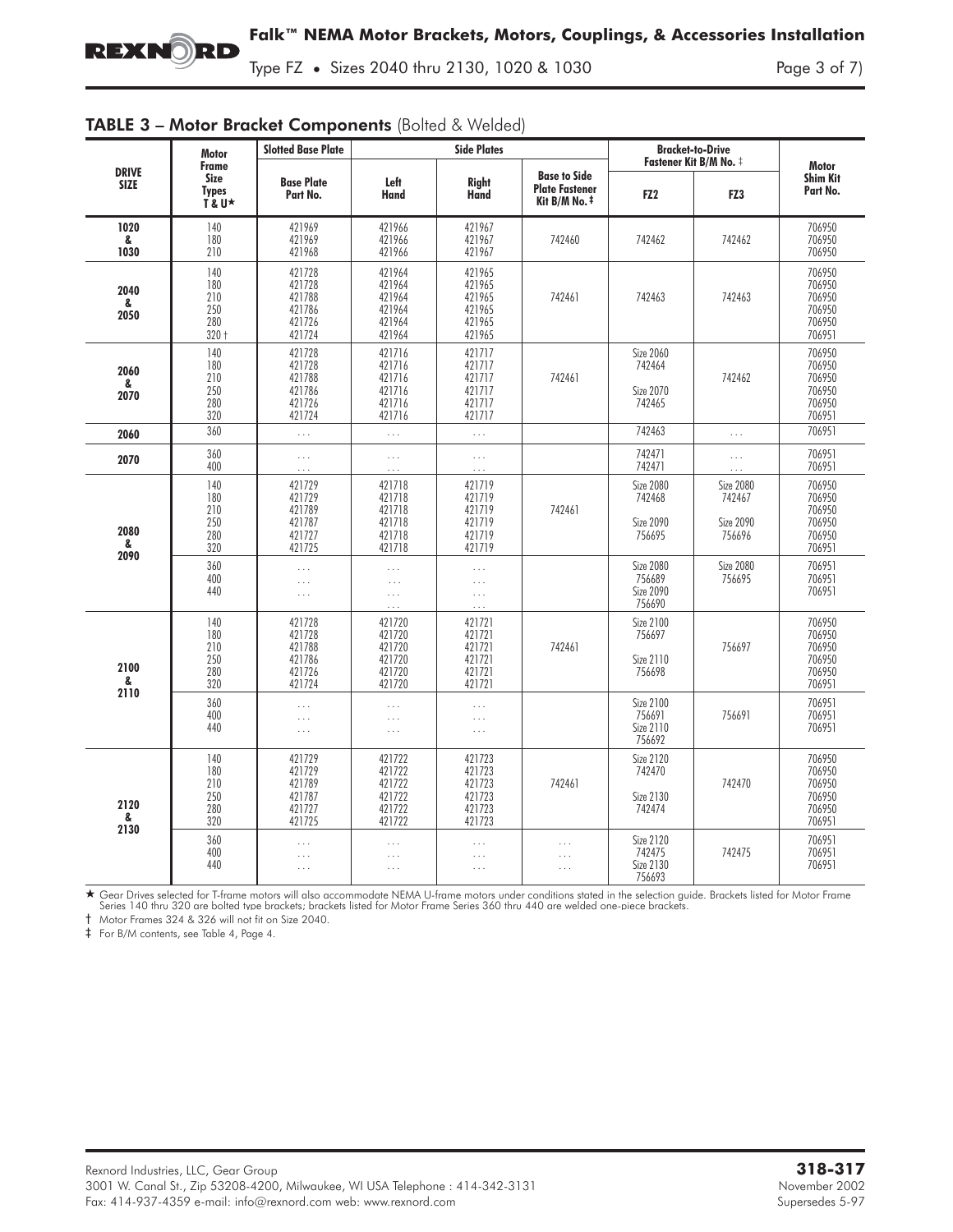## TABLE 3 – Motor Bracket Components (Bolted & Welded)

| DRIVE SIZE | Motor Frame Size Types T & U★ | Slotted Base Plate | Side Plates | | | Bracket-to-Drive Fastener Kit B/M No. ‡ | | Motor Shim Kit Part No. |
|---|---|---|---|---|---|---|---|---|
| | | Base Plate Part No. | Left Hand | Right Hand | Base to Side Plate Fastener Kit B/M No. ‡ | FZ2 | FZ3 | |
| 1020 & 1030 | 140<br>180<br>210 | 421969<br>421969<br>421968 | 421966<br>421966<br>421966 | 421967<br>421967<br>421967 | 742460 | 742462 | 742462 | 706950<br>706950<br>706950 |
| 2040 & 2050 | 140<br>180<br>210<br>250<br>280<br>320 † | 421728<br>421728<br>421788<br>421786<br>421726<br>421724 | 421964<br>421964<br>421964<br>421964<br>421964<br>421964 | 421965<br>421965<br>421965<br>421965<br>421965<br>421965 | 742461 | 742463 | 742463 | 706950<br>706950<br>706950<br>706950<br>706950<br>706951 |
| 2060 & 2070 | 140<br>180<br>210<br>250<br>280<br>320 | 421728<br>421728<br>421788<br>421786<br>421726<br>421724 | 421716<br>421716<br>421716<br>421716<br>421716<br>421716 | 421717<br>421717<br>421717<br>421717<br>421717<br>421717 | 742461 | Size 2060<br>742464<br>Size 2070<br>742465 | 742462 | 706950<br>706950<br>706950<br>706950<br>706950<br>706951 |
| 2060 | 360 | . . . | . . . | . . . | | 742463 | . . . | 706951 |
| 2070 | 360<br>400 | . . .<br>. . . | . . .<br>. . . | . . .<br>. . . | | 742471<br>742471 | . . .<br>. . . | 706951<br>706951 |
| 2080 & 2090 | 140<br>180<br>210<br>250<br>280<br>320 | 421729<br>421729<br>421789<br>421787<br>421727<br>421725 | 421718<br>421718<br>421718<br>421718<br>421718<br>421718 | 421719<br>421719<br>421719<br>421719<br>421719<br>421719 | 742461 | Size 2080<br>742468<br>Size 2090<br>756695 | Size 2080<br>742467<br>Size 2090<br>756696 | 706950<br>706950<br>706950<br>706950<br>706950<br>706951 |
| | 360<br>400<br>440 | . . .<br>. . .<br>. . . | . . .<br>. . .<br>. . .<br>. . . | . . .<br>. . .<br>. . .<br>. . . | | Size 2080<br>756689<br>Size 2090<br>756690 | Size 2080<br>756695 | 706951<br>706951<br>706951 |
| 2100 & 2110 | 140<br>180<br>210<br>250<br>280<br>320 | 421728<br>421728<br>421788<br>421786<br>421726<br>421724 | 421720<br>421720<br>421720<br>421720<br>421720<br>421720 | 421721<br>421721<br>421721<br>421721<br>421721<br>421721 | 742461 | Size 2100<br>756697<br>Size 2110<br>756698 | 756697 | 706950<br>706950<br>706950<br>706950<br>706950<br>706951 |
| | 360<br>400<br>440 | . . .<br>. . .<br>. . . | . . .<br>. . .<br>. . . | . . .<br>. . .<br>. . . | | Size 2100<br>756691<br>Size 2110<br>756692 | 756691 | 706951<br>706951<br>706951 |
| 2120 & 2130 | 140<br>180<br>210<br>250<br>280<br>320 | 421729<br>421729<br>421789<br>421787<br>421727<br>421725 | 421722<br>421722<br>421722<br>421722<br>421722<br>421722 | 421723<br>421723<br>421723<br>421723<br>421723<br>421723 | 742461 | Size 2120<br>742470<br>Size 2130<br>742474 | 742470 | 706950<br>706950<br>706950<br>706950<br>706950<br>706951 |
| | 360<br>400<br>440 | . . .<br>. . .<br>. . . | . . .<br>. . .<br>. . . | . . .<br>. . .<br>. . . | . . .<br>. . .<br>. . . | Size 2120<br>742475<br>Size 2130<br>756693 | 742475 | 706951<br>706951<br>706951 |

★ Gear Drives selected for T-frame motors will also accommodate NEMA U-frame motors under conditions stated in the selection guide. Brackets listed for Motor Frame Series 140 thru 320 are bolted type brackets; brackets listed for Motor Frame Series 360 thru 440 are welded one-piece brackets.

† Motor Frames 324 & 326 will not fit on Size 2040.

‡ For B/M contents, see Table 4, Page 4.

Rexnord Industries, LLC, Gear Group
3001 W. Canal St., Zip 53208-4200, Milwaukee, WI USA Telephone : 414-342-3131
Fax: 414-937-4359 e-mail: info@rexnord.com web: www.rexnord.com

**318-317**
November 2002
Supersedes 5-97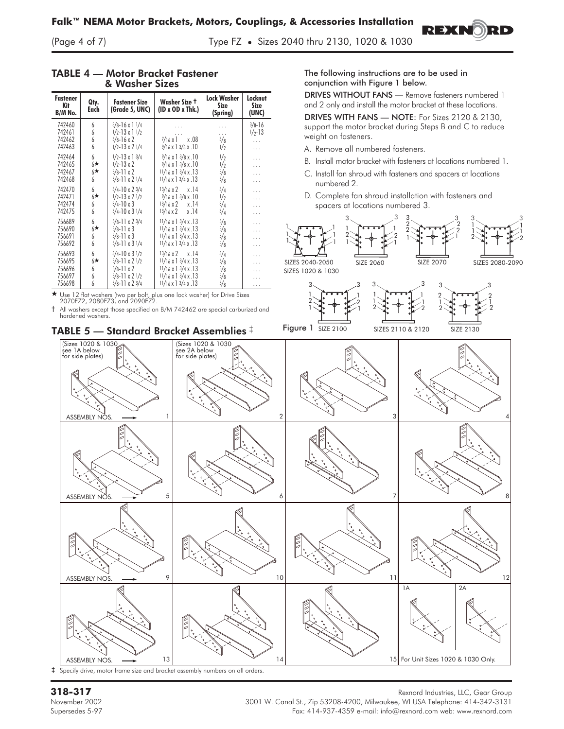## TABLE 4 — Motor Bracket Fastener & Washer Sizes

| Fastener Kit B/M No. | Qty. Each | Fastener Size (Grade 5, UNC) | Washer Size † (ID x OD x Thk.) | Lock Washer Size (Spring) | Locknut Size (UNC) |
|---|---|---|---|---|---|
| 742460 | 6 | 3/8-16 x 1 1/4 | . . . | . . . | 3/8-16 |
| 742461 | 6 | 1/2-13 x 1 1/2 | . . . | . . . | 1/2-13 |
| 742462 | 6 | 3/8-16 x 2 | 7/16 x 1 x .08 | 3/8 | . . . |
| 742463 | 6 | 1/2-13 x 2 1/4 | 9/16 x 1 3/8 x .10 | 1/2 | . . . |
| 742464 | 6 | 1/2-13 x 1 3/4 | 9/16 x 1 3/8 x .10 | 1/2 | . . . |
| 742465 | 6★ | 1/2-13 x 2 | 9/16 x 1 3/8 x .10 | 1/2 | . . . |
| 742467 | 6★ | 5/8-11 x 2 | 11/16 x 1 3/4 x .13 | 5/8 | . . . |
| 742468 | 6 | 5/8-11 x 2 1/4 | 11/16 x 1 3/4 x .13 | 5/8 | . . . |
| 742470 | 6 | 3/4-10 x 2 3/4 | 13/16 x 2 x .14 | 3/4 | . . . |
| 742471 | 6★ | 1/2-13 x 2 1/2 | 9/16 x 1 3/8 x .10 | 1/2 | . . . |
| 742474 | 6 | 3/4-10 x 3 | 13/16 x 2 x .14 | 3/4 | . . . |
| 742475 | 6 | 3/4-10 x 3 1/4 | 13/16 x 2 x .14 | 3/4 | . . . |
| 756689 | 6 | 5/8-11 x 2 3/4 | 11/16 x 1 3/4 x .13 | 5/8 | . . . |
| 756690 | 6★ | 5/8-11 x 3 | 11/16 x 1 3/4 x .13 | 5/8 | . . . |
| 756691 | 6 | 5/8-11 x 3 | 11/16 x 1 3/4 x .13 | 5/8 | . . . |
| 756692 | 6 | 5/8-11 x 3 1/4 | 11/16 x 1 3/4 x .13 | 5/8 | . . . |
| 756693 | 6 | 3/4-10 x 3 1/2 | 13/16 x 2 x .14 | 3/4 | . . . |
| 756695 | 6★ | 5/8-11 x 2 1/2 | 11/16 x 1 3/4 x .13 | 5/8 | . . . |
| 756696 | 6 | 5/8-11 x 2 | 11/16 x 1 3/4 x .13 | 5/8 | . . . |
| 756697 | 6 | 5/8-11 x 2 1/2 | 11/16 x 1 3/4 x .13 | 5/8 | . . . |
| 756698 | 6 | 5/8-11 x 2 3/4 | 11/16 x 1 3/4 x .13 | 5/8 | . . . |

★ Use 12 flat washers (two per bolt, plus one lock washer) for Drive Sizes 2070FZ2, 2080FZ3, and 2090FZ2.

† All washers except those specified on B/M 742462 are special carburized and hardened washers.

The following instructions are to be used in conjunction with Figure 1 below.

**DRIVES WITHOUT FANS** — Remove fasteners numbered 1 and 2 only and install the motor bracket at these locations.

**DRIVES WITH FANS** — **NOTE:** For Sizes 2120 & 2130, support the motor bracket during Steps B and C to reduce weight on fasteners.

A. Remove all numbered fasteners.

B. Install motor bracket with fasteners at locations numbered 1.

C. Install fan shroud with fasteners and spacers at locations numbered 2.

D. Complete fan shroud installation with fasteners and spacers at locations numbered 3.

Figure 1 — SIZES 2040-2050, SIZES 1020 & 1030; SIZE 2060; SIZE 2070; SIZES 2080-2090; SIZE 2100; SIZES 2110 & 2120; SIZE 2130

## TABLE 5 — Standard Bracket Assemblies ‡

(Sizes 1020 & 1030 see 1A below for side plates) — ASSEMBLY NOS. 1

(Sizes 1020 & 1030 see 2A below for side plates) — 2

3, 4, 5, 6, 7, 8, 9, 10, 11, 12, 13, 14, 15

1A, 2A — For Unit Sizes 1020 & 1030 Only.

‡ Specify drive, motor frame size and bracket assembly numbers on all orders.

**318-317**
November 2002
Supersedes 5-97

Rexnord Industries, LLC, Gear Group
3001 W. Canal St., Zip 53208-4200, Milwaukee, WI USA Telephone: 414-342-3131
Fax: 414-937-4359 e-mail: info@rexnord.com web: www.rexnord.com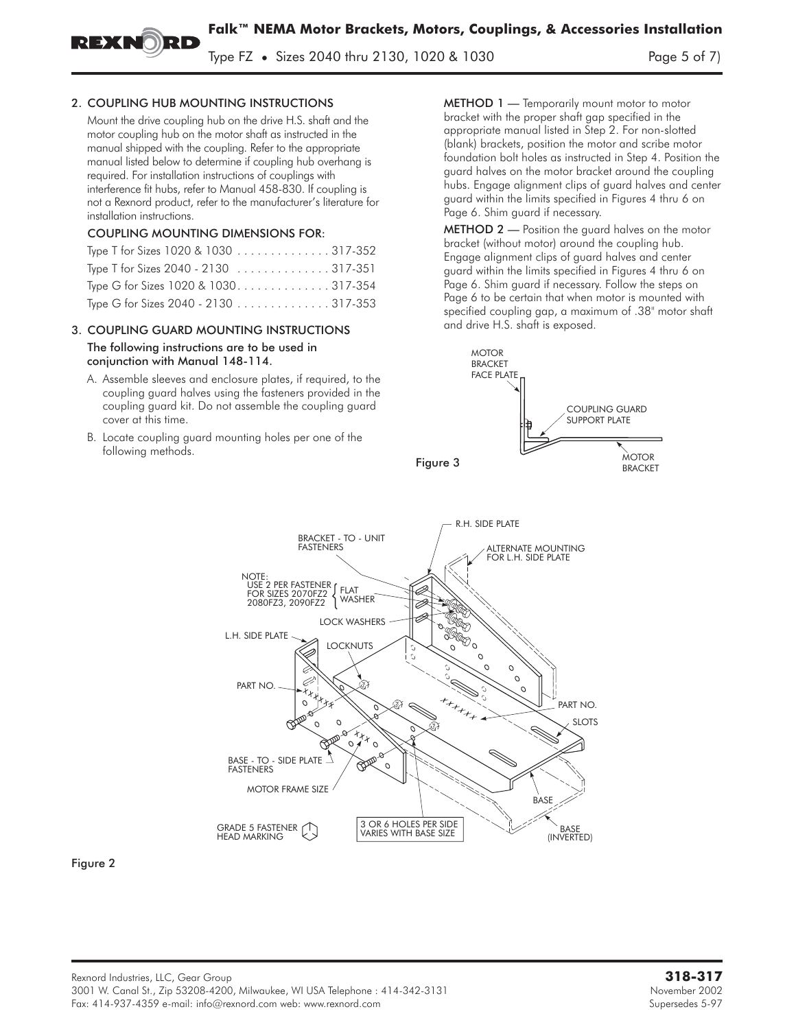## 2. COUPLING HUB MOUNTING INSTRUCTIONS

Mount the drive coupling hub on the drive H.S. shaft and the motor coupling hub on the motor shaft as instructed in the manual shipped with the coupling. Refer to the appropriate manual listed below to determine if coupling hub overhang is required. For installation instructions of couplings with interference fit hubs, refer to Manual 458-830. If coupling is not a Rexnord product, refer to the manufacturer's literature for installation instructions.

### COUPLING MOUNTING DIMENSIONS FOR:

| | |
|---|---|
| Type T for Sizes 1020 & 1030 | 317-352 |
| Type T for Sizes 2040 - 2130 | 317-351 |
| Type G for Sizes 1020 & 1030 | 317-354 |
| Type G for Sizes 2040 - 2130 | 317-353 |

## 3. COUPLING GUARD MOUNTING INSTRUCTIONS

**The following instructions are to be used in conjunction with Manual 148-114.**

A. Assemble sleeves and enclosure plates, if required, to the coupling guard halves using the fasteners provided in the coupling guard kit. Do not assemble the coupling guard cover at this time.

B. Locate coupling guard mounting holes per one of the following methods.

**METHOD 1** — Temporarily mount motor to motor bracket with the proper shaft gap specified in the appropriate manual listed in Step 2. For non-slotted (blank) brackets, position the motor and scribe motor foundation bolt holes as instructed in Step 4. Position the guard halves on the motor bracket around the coupling hubs. Engage alignment clips of guard halves and center guard within the limits specified in Figures 4 thru 6 on Page 6. Shim guard if necessary.

**METHOD 2** — Position the guard halves on the motor bracket (without motor) around the coupling hub. Engage alignment clips of guard halves and center guard within the limits specified in Figures 4 thru 6 on Page 6. Shim guard if necessary. Follow the steps on Page 6 to be certain that when motor is mounted with specified coupling gap, a maximum of .38" motor shaft and drive H.S. shaft is exposed.

MOTOR BRACKET FACE PLATE · COUPLING GUARD SUPPORT PLATE · MOTOR BRACKET

**Figure 3**

R.H. SIDE PLATE · BRACKET - TO - UNIT FASTENERS · ALTERNATE MOUNTING FOR L.H. SIDE PLATE · NOTE: USE 2 PER FASTENER FOR SIZES 2070FZ2, 2080FZ3, 2090FZ2 — FLAT WASHER · LOCK WASHERS · L.H. SIDE PLATE · LOCKNUTS · PART NO. · PART NO. · SLOTS · BASE - TO - SIDE PLATE FASTENERS · MOTOR FRAME SIZE · BASE · GRADE 5 FASTENER HEAD MARKING · 3 OR 6 HOLES PER SIDE VARIES WITH BASE SIZE · BASE (INVERTED)

**Figure 2**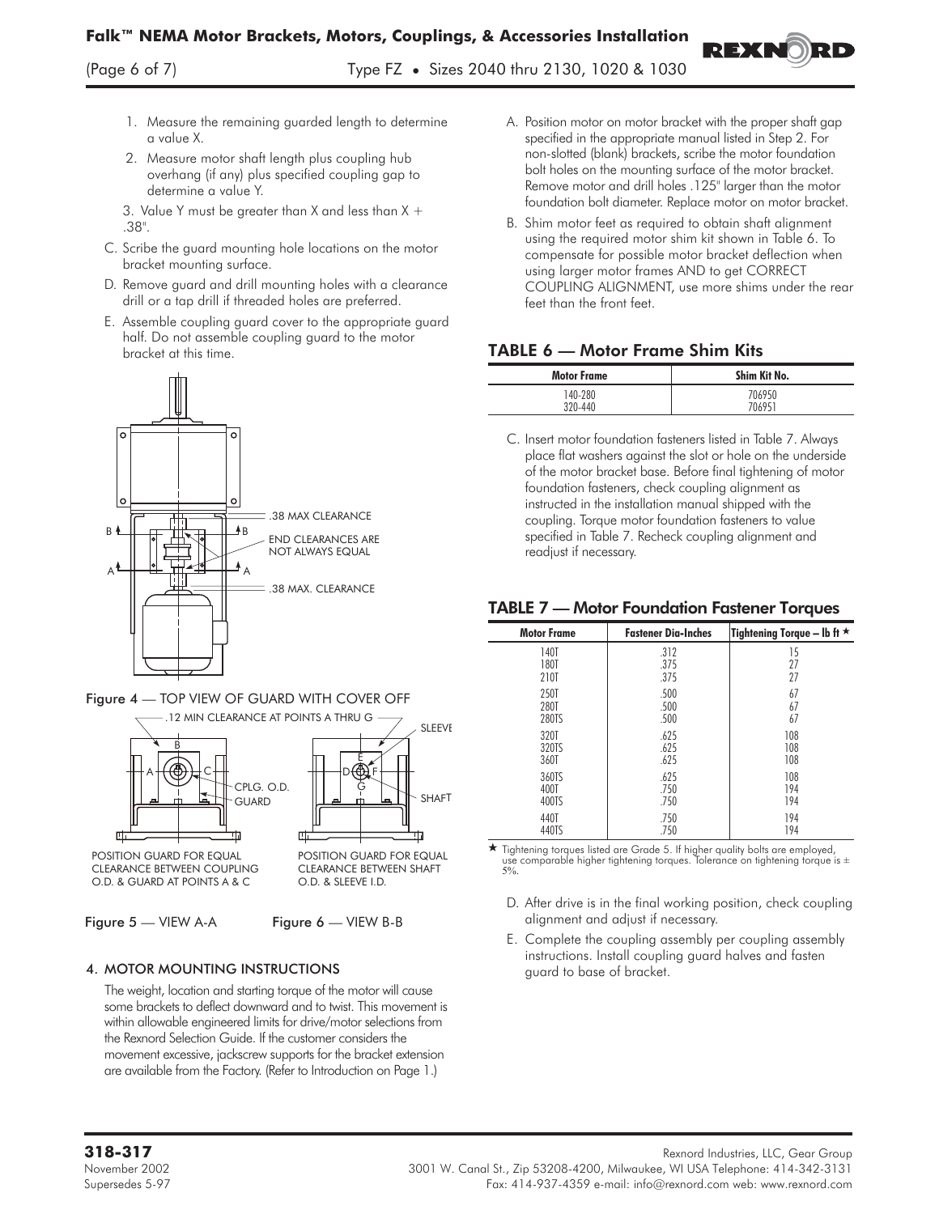1. Measure the remaining guarded length to determine a value X.
2. Measure motor shaft length plus coupling hub overhang (if any) plus specified coupling gap to determine a value Y.
3. Value Y must be greater than X and less than X + .38".

C. Scribe the guard mounting hole locations on the motor bracket mounting surface.

D. Remove guard and drill mounting holes with a clearance drill or a tap drill if threaded holes are preferred.

E. Assemble coupling guard cover to the appropriate guard half. Do not assemble coupling guard to the motor bracket at this time.

Figure 4 — TOP VIEW OF GUARD WITH COVER OFF

Figure 5 — VIEW A-A

Figure 6 — VIEW B-B

## 4. MOTOR MOUNTING INSTRUCTIONS

The weight, location and starting torque of the motor will cause some brackets to deflect downward and to twist. This movement is within allowable engineered limits for drive/motor selections from the Rexnord Selection Guide. If the customer considers the movement excessive, jackscrew supports for the bracket extension are available from the Factory. (Refer to Introduction on Page 1.)

A. Position motor on motor bracket with the proper shaft gap specified in the appropriate manual listed in Step 2. For non-slotted (blank) brackets, scribe the motor foundation bolt holes on the mounting surface of the motor bracket. Remove motor and drill holes .125" larger than the motor foundation bolt diameter. Replace motor on motor bracket.

B. Shim motor feet as required to obtain shaft alignment using the required motor shim kit shown in Table 6. To compensate for possible motor bracket deflection when using larger motor frames AND to get CORRECT COUPLING ALIGNMENT, use more shims under the rear feet than the front feet.

### TABLE 6 — Motor Frame Shim Kits

| Motor Frame | Shim Kit No. |
|---|---|
| 140-280 | 706950 |
| 320-440 | 706951 |

C. Insert motor foundation fasteners listed in Table 7. Always place flat washers against the slot or hole on the underside of the motor bracket base. Before final tightening of motor foundation fasteners, check coupling alignment as instructed in the installation manual shipped with the coupling. Torque motor foundation fasteners to value specified in Table 7. Recheck coupling alignment and readjust if necessary.

### TABLE 7 — Motor Foundation Fastener Torques

| Motor Frame | Fastener Dia-Inches | Tightening Torque – lb ft ★ |
|---|---|---|
| 140T | .312 | 15 |
| 180T | .375 | 27 |
| 210T | .375 | 27 |
| 250T | .500 | 67 |
| 280T | .500 | 67 |
| 280TS | .500 | 67 |
| 320T | .625 | 108 |
| 320TS | .625 | 108 |
| 360T | .625 | 108 |
| 360TS | .625 | 108 |
| 400T | .750 | 194 |
| 400TS | .750 | 194 |
| 440T | .750 | 194 |
| 440TS | .750 | 194 |

★ Tightening torques listed are Grade 5. If higher quality bolts are employed, use comparable higher tightening torques. Tolerance on tightening torque is ± 5%.

D. After drive is in the final working position, check coupling alignment and adjust if necessary.

E. Complete the coupling assembly per coupling assembly instructions. Install coupling guard halves and fasten guard to base of bracket.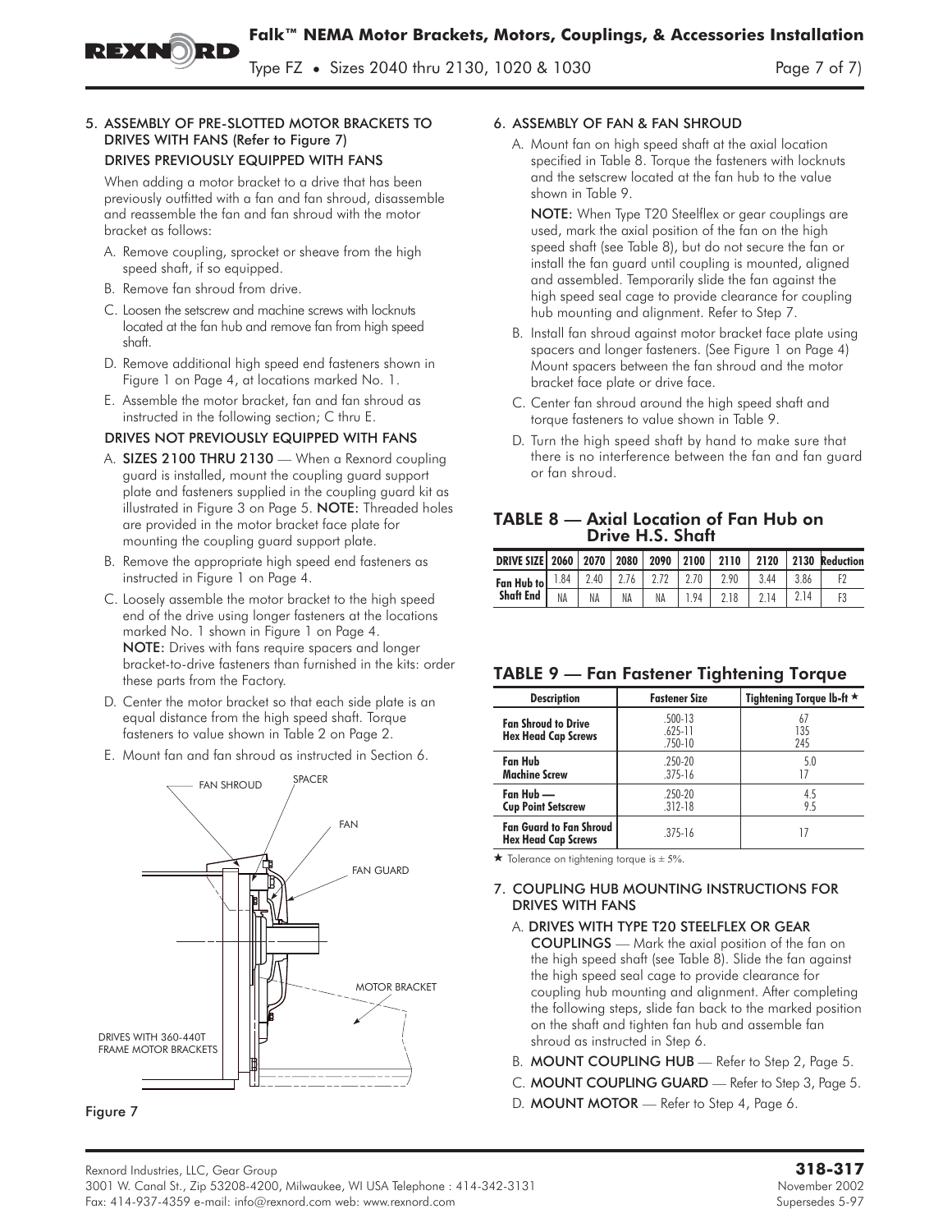### 5. ASSEMBLY OF PRE-SLOTTED MOTOR BRACKETS TO DRIVES WITH FANS (Refer to Figure 7)

#### DRIVES PREVIOUSLY EQUIPPED WITH FANS

When adding a motor bracket to a drive that has been previously outfitted with a fan and fan shroud, disassemble and reassemble the fan and fan shroud with the motor bracket as follows:

A. Remove coupling, sprocket or sheave from the high speed shaft, if so equipped.

B. Remove fan shroud from drive.

C. Loosen the setscrew and machine screws with locknuts located at the fan hub and remove fan from high speed shaft.

D. Remove additional high speed end fasteners shown in Figure 1 on Page 4, at locations marked No. 1.

E. Assemble the motor bracket, fan and fan shroud as instructed in the following section; C thru E.

#### DRIVES NOT PREVIOUSLY EQUIPPED WITH FANS

A. **SIZES 2100 THRU 2130** — When a Rexnord coupling guard is installed, mount the coupling guard support plate and fasteners supplied in the coupling guard kit as illustrated in Figure 3 on Page 5. **NOTE:** Threaded holes are provided in the motor bracket face plate for mounting the coupling guard support plate.

B. Remove the appropriate high speed end fasteners as instructed in Figure 1 on Page 4.

C. Loosely assemble the motor bracket to the high speed end of the drive using longer fasteners at the locations marked No. 1 shown in Figure 1 on Page 4.
**NOTE:** Drives with fans require spacers and longer bracket-to-drive fasteners than furnished in the kits: order these parts from the Factory.

D. Center the motor bracket so that each side plate is an equal distance from the high speed shaft. Torque fasteners to value shown in Table 2 on Page 2.

E. Mount fan and fan shroud as instructed in Section 6.

FAN SHROUD
SPACER
FAN
FAN GUARD
MOTOR BRACKET
DRIVES WITH 360-440T FRAME MOTOR BRACKETS

Figure 7

### 6. ASSEMBLY OF FAN & FAN SHROUD

A. Mount fan on high speed shaft at the axial location specified in Table 8. Torque the fasteners with locknuts and the setscrew located at the fan hub to the value shown in Table 9.

NOTE: When Type T20 Steelflex or gear couplings are used, mark the axial position of the fan on the high speed shaft (see Table 8), but do not secure the fan or install the fan guard until coupling is mounted, aligned and assembled. Temporarily slide the fan against the high speed seal cage to provide clearance for coupling hub mounting and alignment. Refer to Step 7.

B. Install fan shroud against motor bracket face plate using spacers and longer fasteners. (See Figure 1 on Page 4) Mount spacers between the fan shroud and the motor bracket face plate or drive face.

C. Center fan shroud around the high speed shaft and torque fasteners to value shown in Table 9.

D. Turn the high speed shaft by hand to make sure that there is no interference between the fan and fan guard or fan shroud.

### TABLE 8 — Axial Location of Fan Hub on Drive H.S. Shaft

| DRIVE SIZE | 2060 | 2070 | 2080 | 2090 | 2100 | 2110 | 2120 | 2130 | Reduction |
|---|---|---|---|---|---|---|---|---|---|
| Fan Hub to Shaft End | 1.84 | 2.40 | 2.76 | 2.72 | 2.70 | 2.90 | 3.44 | 3.86 | F2 |
| | NA | NA | NA | NA | 1.94 | 2.18 | 2.14 | 2.14 | F3 |

### TABLE 9 — Fan Fastener Tightening Torque

| Description | Fastener Size | Tightening Torque lb-ft ★ |
|---|---|---|
| Fan Shroud to Drive Hex Head Cap Screws | .500-13<br>.625-11<br>.750-10 | 67<br>135<br>245 |
| Fan Hub Machine Screw | .250-20<br>.375-16 | 5.0<br>17 |
| Fan Hub — Cup Point Setscrew | .250-20<br>.312-18 | 4.5<br>9.5 |
| Fan Guard to Fan Shroud Hex Head Cap Screws | .375-16 | 17 |

★ Tolerance on tightening torque is ± 5%.

### 7. COUPLING HUB MOUNTING INSTRUCTIONS FOR DRIVES WITH FANS

A. **DRIVES WITH TYPE T20 STEELFLEX OR GEAR COUPLINGS** — Mark the axial position of the fan on the high speed shaft (see Table 8). Slide the fan against the high speed seal cage to provide clearance for coupling hub mounting and alignment. After completing the following steps, slide fan back to the marked position on the shaft and tighten fan hub and assemble fan shroud as instructed in Step 6.

B. **MOUNT COUPLING HUB** — Refer to Step 2, Page 5.

C. **MOUNT COUPLING GUARD** — Refer to Step 3, Page 5.

D. **MOUNT MOTOR** — Refer to Step 4, Page 6.

Rexnord Industries, LLC, Gear Group
3001 W. Canal St., Zip 53208-4200, Milwaukee, WI USA Telephone : 414-342-3131
Fax: 414-937-4359 e-mail: info@rexnord.com web: www.rexnord.com

**318-317**
November 2002
Supersedes 5-97